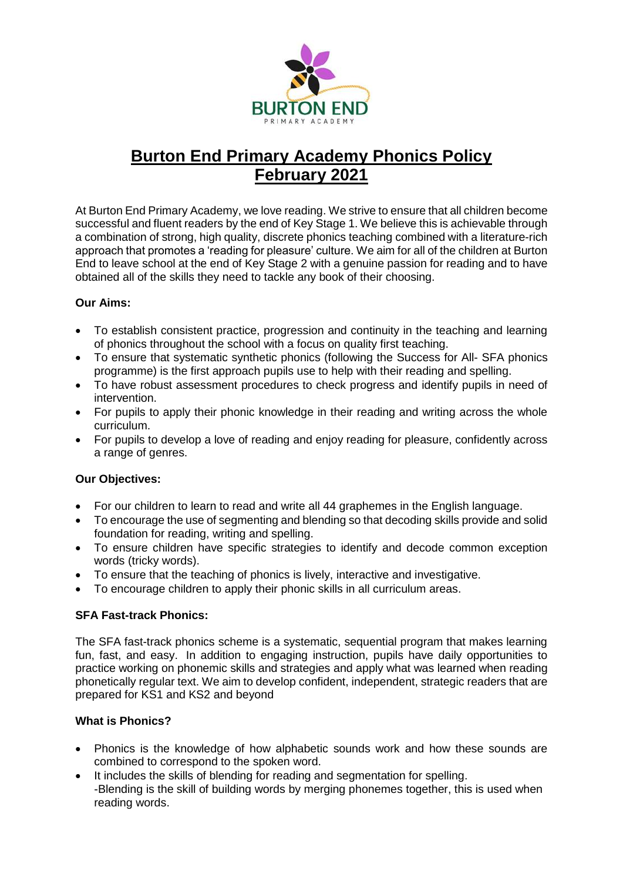# Burton End Primary Academy Phonics Policy February 2021

At Burton End Primary Academy, we love reading. We strive to ensure that all children become successful and fluent readers by the end of Key Stage 1. We believe this is achievable through a combination of strong, high quality, discrete phonics teaching combined with a literature-rich approach that promotes a 'reading for pleasure' culture. We aim for all of the children at Burton End to leave school at the end of Key Stage 2 with a genuine passion for reading and to have obtained all of the skills they need to tackle any book of their choosing.

**Our Aims:**

- To establish consistent practice, progression and continuity in the teaching and learning of phonics throughout the school with a focus on quality first teaching.
- To ensure that systematic synthetic phonics (following the Success for All- SFA phonics programme) is the first approach pupils use to help with their reading and spelling.
- To have robust assessment procedures to check progress and identify pupils in need of intervention.
- For pupils to apply their phonic knowledge in their reading and writing across the whole curriculum.
- For pupils to develop a love of reading and enjoy reading for pleasure, confidently across a range of genres.

**Our Objectives:**

- For our children to learn to read and write all 44 graphemes in the English language.
- To encourage the use of segmenting and blending so that decoding skills provide and solid foundation for reading, writing and spelling.
- To ensure children have specific strategies to identify and decode common exception words (tricky words).
- To ensure that the teaching of phonics is lively, interactive and investigative.
- To encourage children to apply their phonic skills in all curriculum areas.

**SFA Fast-track Phonics:**

The SFA fast-track phonics scheme is a systematic, sequential program that makes learning fun, fast, and easy. In addition to engaging instruction, pupils have daily opportunities to practice working on phonemic skills and strategies and apply what was learned when reading phonetically regular text. We aim to develop confident, independent, strategic readers that are prepared for KS1 and KS2 and beyond

**What is Phonics?**

- Phonics is the knowledge of how alphabetic sounds work and how these sounds are combined to correspond to the spoken word.
- It includes the skills of blending for reading and segmentation for spelling.
  -Blending is the skill of building words by merging phonemes together, this is used when reading words.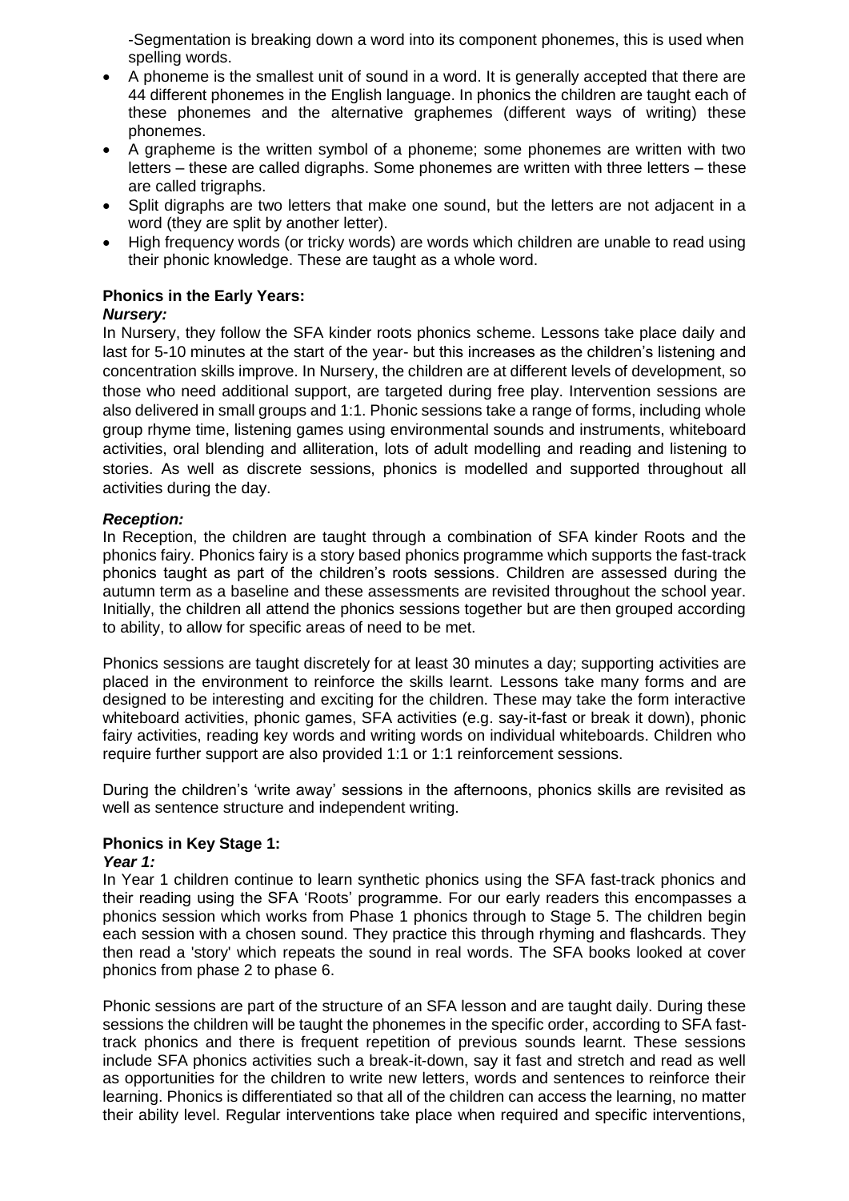-Segmentation is breaking down a word into its component phonemes, this is used when spelling words.

- A phoneme is the smallest unit of sound in a word. It is generally accepted that there are 44 different phonemes in the English language. In phonics the children are taught each of these phonemes and the alternative graphemes (different ways of writing) these phonemes.
- A grapheme is the written symbol of a phoneme; some phonemes are written with two letters – these are called digraphs. Some phonemes are written with three letters – these are called trigraphs.
- Split digraphs are two letters that make one sound, but the letters are not adjacent in a word (they are split by another letter).
- High frequency words (or tricky words) are words which children are unable to read using their phonic knowledge. These are taught as a whole word.

**Phonics in the Early Years:**

***Nursery:***

In Nursery, they follow the SFA kinder roots phonics scheme. Lessons take place daily and last for 5-10 minutes at the start of the year- but this increases as the children's listening and concentration skills improve. In Nursery, the children are at different levels of development, so those who need additional support, are targeted during free play. Intervention sessions are also delivered in small groups and 1:1. Phonic sessions take a range of forms, including whole group rhyme time, listening games using environmental sounds and instruments, whiteboard activities, oral blending and alliteration, lots of adult modelling and reading and listening to stories. As well as discrete sessions, phonics is modelled and supported throughout all activities during the day.

***Reception:***

In Reception, the children are taught through a combination of SFA kinder Roots and the phonics fairy. Phonics fairy is a story based phonics programme which supports the fast-track phonics taught as part of the children's roots sessions. Children are assessed during the autumn term as a baseline and these assessments are revisited throughout the school year. Initially, the children all attend the phonics sessions together but are then grouped according to ability, to allow for specific areas of need to be met.

Phonics sessions are taught discretely for at least 30 minutes a day; supporting activities are placed in the environment to reinforce the skills learnt. Lessons take many forms and are designed to be interesting and exciting for the children. These may take the form interactive whiteboard activities, phonic games, SFA activities (e.g. say-it-fast or break it down), phonic fairy activities, reading key words and writing words on individual whiteboards. Children who require further support are also provided 1:1 or 1:1 reinforcement sessions.

During the children's 'write away' sessions in the afternoons, phonics skills are revisited as well as sentence structure and independent writing.

**Phonics in Key Stage 1:**

***Year 1:***

In Year 1 children continue to learn synthetic phonics using the SFA fast-track phonics and their reading using the SFA 'Roots' programme. For our early readers this encompasses a phonics session which works from Phase 1 phonics through to Stage 5. The children begin each session with a chosen sound. They practice this through rhyming and flashcards. They then read a 'story' which repeats the sound in real words. The SFA books looked at cover phonics from phase 2 to phase 6.

Phonic sessions are part of the structure of an SFA lesson and are taught daily. During these sessions the children will be taught the phonemes in the specific order, according to SFA fast-track phonics and there is frequent repetition of previous sounds learnt. These sessions include SFA phonics activities such a break-it-down, say it fast and stretch and read as well as opportunities for the children to write new letters, words and sentences to reinforce their learning. Phonics is differentiated so that all of the children can access the learning, no matter their ability level. Regular interventions take place when required and specific interventions,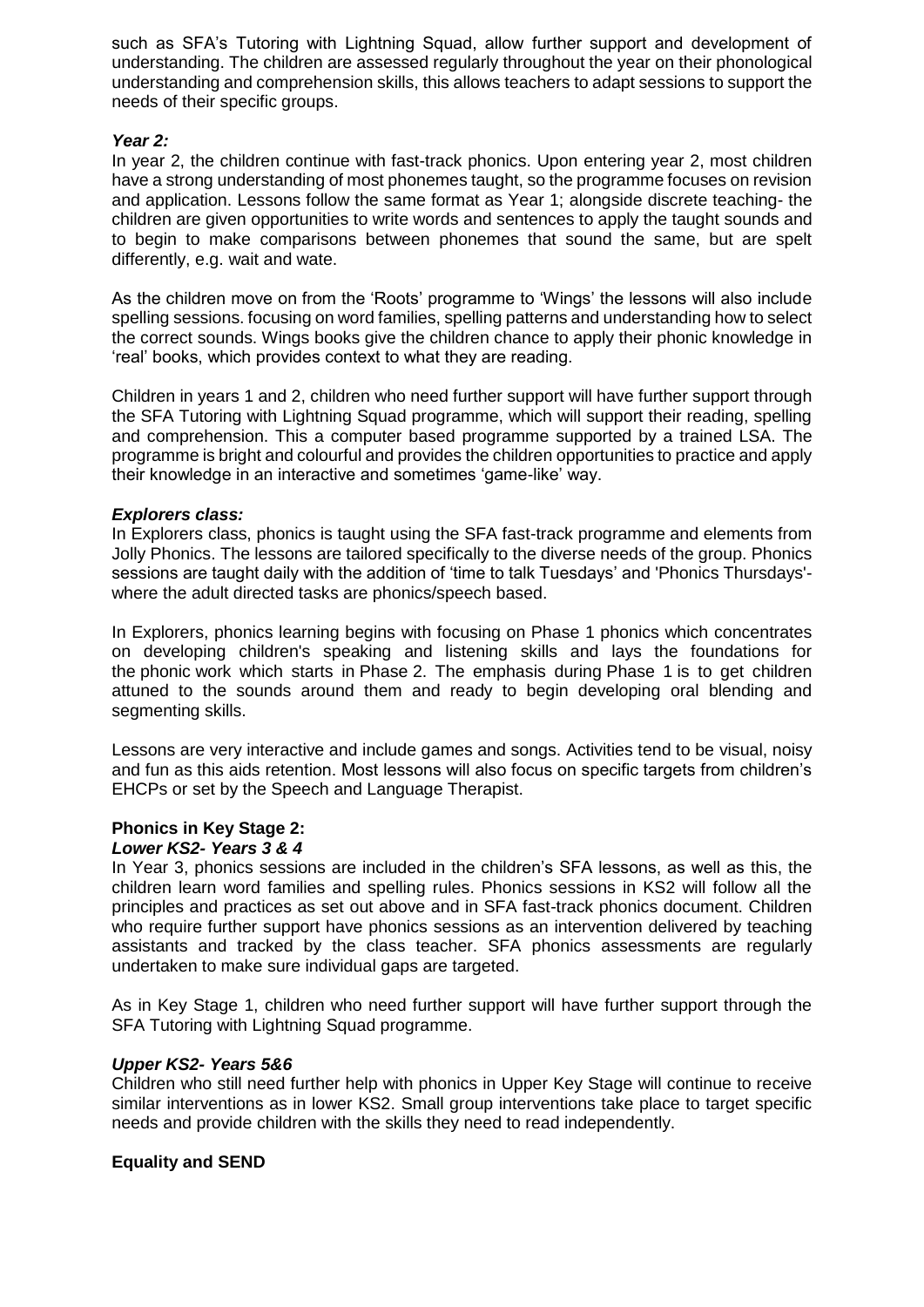such as SFA's Tutoring with Lightning Squad, allow further support and development of understanding. The children are assessed regularly throughout the year on their phonological understanding and comprehension skills, this allows teachers to adapt sessions to support the needs of their specific groups.

### *Year 2:*

In year 2, the children continue with fast-track phonics. Upon entering year 2, most children have a strong understanding of most phonemes taught, so the programme focuses on revision and application. Lessons follow the same format as Year 1; alongside discrete teaching- the children are given opportunities to write words and sentences to apply the taught sounds and to begin to make comparisons between phonemes that sound the same, but are spelt differently, e.g. wait and wate.

As the children move on from the 'Roots' programme to 'Wings' the lessons will also include spelling sessions. focusing on word families, spelling patterns and understanding how to select the correct sounds. Wings books give the children chance to apply their phonic knowledge in 'real' books, which provides context to what they are reading.

Children in years 1 and 2, children who need further support will have further support through the SFA Tutoring with Lightning Squad programme, which will support their reading, spelling and comprehension. This a computer based programme supported by a trained LSA. The programme is bright and colourful and provides the children opportunities to practice and apply their knowledge in an interactive and sometimes 'game-like' way.

### *Explorers class:*

In Explorers class, phonics is taught using the SFA fast-track programme and elements from Jolly Phonics. The lessons are tailored specifically to the diverse needs of the group. Phonics sessions are taught daily with the addition of 'time to talk Tuesdays' and 'Phonics Thursdays'- where the adult directed tasks are phonics/speech based.

In Explorers, phonics learning begins with focusing on Phase 1 phonics which concentrates on developing children's speaking and listening skills and lays the foundations for the phonic work which starts in Phase 2. The emphasis during Phase 1 is to get children attuned to the sounds around them and ready to begin developing oral blending and segmenting skills.

Lessons are very interactive and include games and songs. Activities tend to be visual, noisy and fun as this aids retention. Most lessons will also focus on specific targets from children's EHCPs or set by the Speech and Language Therapist.

## **Phonics in Key Stage 2:**

### *Lower KS2- Years 3 & 4*

In Year 3, phonics sessions are included in the children's SFA lessons, as well as this, the children learn word families and spelling rules. Phonics sessions in KS2 will follow all the principles and practices as set out above and in SFA fast-track phonics document. Children who require further support have phonics sessions as an intervention delivered by teaching assistants and tracked by the class teacher. SFA phonics assessments are regularly undertaken to make sure individual gaps are targeted.

As in Key Stage 1, children who need further support will have further support through the SFA Tutoring with Lightning Squad programme.

### *Upper KS2- Years 5&6*

Children who still need further help with phonics in Upper Key Stage will continue to receive similar interventions as in lower KS2. Small group interventions take place to target specific needs and provide children with the skills they need to read independently.

## **Equality and SEND**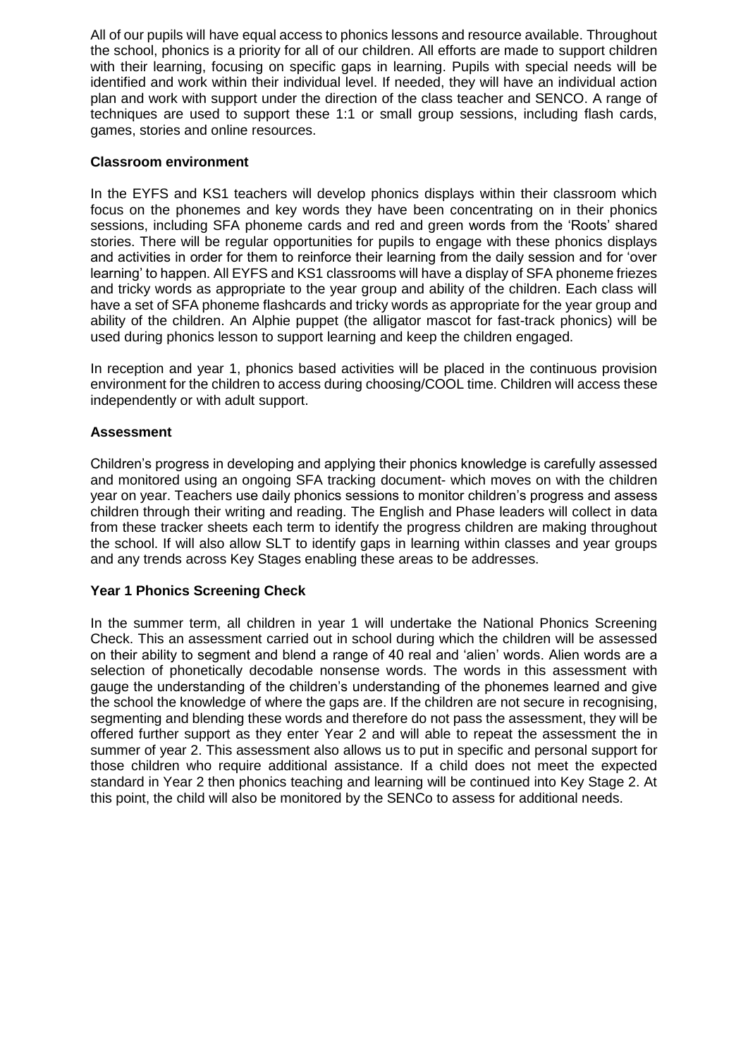All of our pupils will have equal access to phonics lessons and resource available. Throughout the school, phonics is a priority for all of our children. All efforts are made to support children with their learning, focusing on specific gaps in learning. Pupils with special needs will be identified and work within their individual level. If needed, they will have an individual action plan and work with support under the direction of the class teacher and SENCO. A range of techniques are used to support these 1:1 or small group sessions, including flash cards, games, stories and online resources.

**Classroom environment**

In the EYFS and KS1 teachers will develop phonics displays within their classroom which focus on the phonemes and key words they have been concentrating on in their phonics sessions, including SFA phoneme cards and red and green words from the 'Roots' shared stories. There will be regular opportunities for pupils to engage with these phonics displays and activities in order for them to reinforce their learning from the daily session and for 'over learning' to happen. All EYFS and KS1 classrooms will have a display of SFA phoneme friezes and tricky words as appropriate to the year group and ability of the children. Each class will have a set of SFA phoneme flashcards and tricky words as appropriate for the year group and ability of the children. An Alphie puppet (the alligator mascot for fast-track phonics) will be used during phonics lesson to support learning and keep the children engaged.

In reception and year 1, phonics based activities will be placed in the continuous provision environment for the children to access during choosing/COOL time. Children will access these independently or with adult support.

**Assessment**

Children's progress in developing and applying their phonics knowledge is carefully assessed and monitored using an ongoing SFA tracking document- which moves on with the children year on year. Teachers use daily phonics sessions to monitor children's progress and assess children through their writing and reading. The English and Phase leaders will collect in data from these tracker sheets each term to identify the progress children are making throughout the school. If will also allow SLT to identify gaps in learning within classes and year groups and any trends across Key Stages enabling these areas to be addresses.

**Year 1 Phonics Screening Check**

In the summer term, all children in year 1 will undertake the National Phonics Screening Check. This an assessment carried out in school during which the children will be assessed on their ability to segment and blend a range of 40 real and 'alien' words. Alien words are a selection of phonetically decodable nonsense words. The words in this assessment with gauge the understanding of the children's understanding of the phonemes learned and give the school the knowledge of where the gaps are. If the children are not secure in recognising, segmenting and blending these words and therefore do not pass the assessment, they will be offered further support as they enter Year 2 and will able to repeat the assessment the in summer of year 2. This assessment also allows us to put in specific and personal support for those children who require additional assistance. If a child does not meet the expected standard in Year 2 then phonics teaching and learning will be continued into Key Stage 2. At this point, the child will also be monitored by the SENCo to assess for additional needs.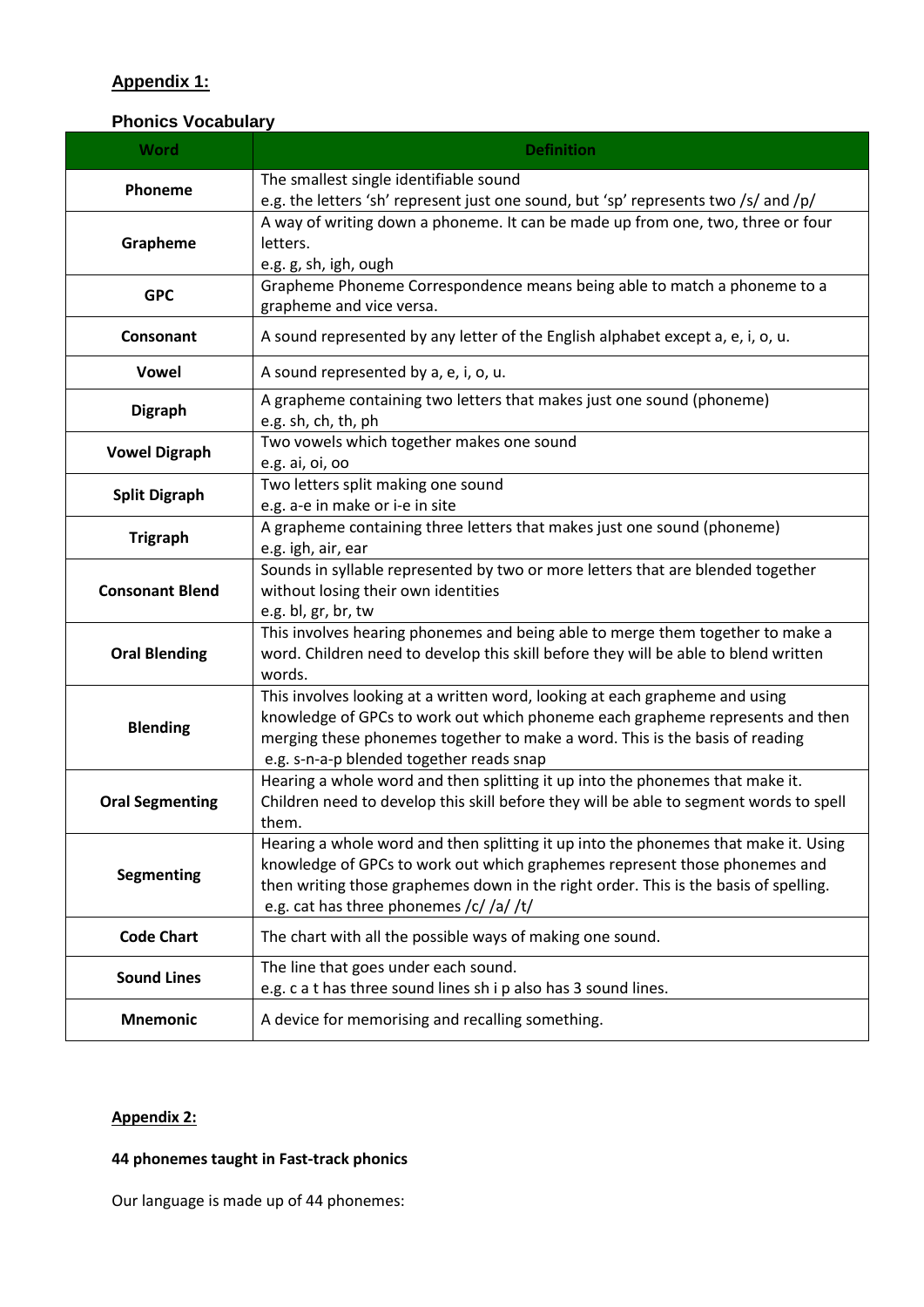## Appendix 1:

### Phonics Vocabulary

| Word | Definition |
|---|---|
| **Phoneme** | The smallest single identifiable sound<br>e.g. the letters 'sh' represent just one sound, but 'sp' represents two /s/ and /p/ |
| **Grapheme** | A way of writing down a phoneme. It can be made up from one, two, three or four letters.<br>e.g. g, sh, igh, ough |
| **GPC** | Grapheme Phoneme Correspondence means being able to match a phoneme to a grapheme and vice versa. |
| **Consonant** | A sound represented by any letter of the English alphabet except a, e, i, o, u. |
| **Vowel** | A sound represented by a, e, i, o, u. |
| **Digraph** | A grapheme containing two letters that makes just one sound (phoneme)<br>e.g. sh, ch, th, ph |
| **Vowel Digraph** | Two vowels which together makes one sound<br>e.g. ai, oi, oo |
| **Split Digraph** | Two letters split making one sound<br>e.g. a-e in make or i-e in site |
| **Trigraph** | A grapheme containing three letters that makes just one sound (phoneme)<br>e.g. igh, air, ear |
| **Consonant Blend** | Sounds in syllable represented by two or more letters that are blended together without losing their own identities<br>e.g. bl, gr, br, tw |
| **Oral Blending** | This involves hearing phonemes and being able to merge them together to make a word. Children need to develop this skill before they will be able to blend written words. |
| **Blending** | This involves looking at a written word, looking at each grapheme and using knowledge of GPCs to work out which phoneme each grapheme represents and then merging these phonemes together to make a word. This is the basis of reading<br>e.g. s-n-a-p blended together reads snap |
| **Oral Segmenting** | Hearing a whole word and then splitting it up into the phonemes that make it. Children need to develop this skill before they will be able to segment words to spell them. |
| **Segmenting** | Hearing a whole word and then splitting it up into the phonemes that make it. Using knowledge of GPCs to work out which graphemes represent those phonemes and then writing those graphemes down in the right order. This is the basis of spelling.<br>e.g. cat has three phonemes /c/ /a/ /t/ |
| **Code Chart** | The chart with all the possible ways of making one sound. |
| **Sound Lines** | The line that goes under each sound.<br>e.g. c a t has three sound lines sh i p also has 3 sound lines. |
| **Mnemonic** | A device for memorising and recalling something. |

## Appendix 2:

**44 phonemes taught in Fast-track phonics**

Our language is made up of 44 phonemes: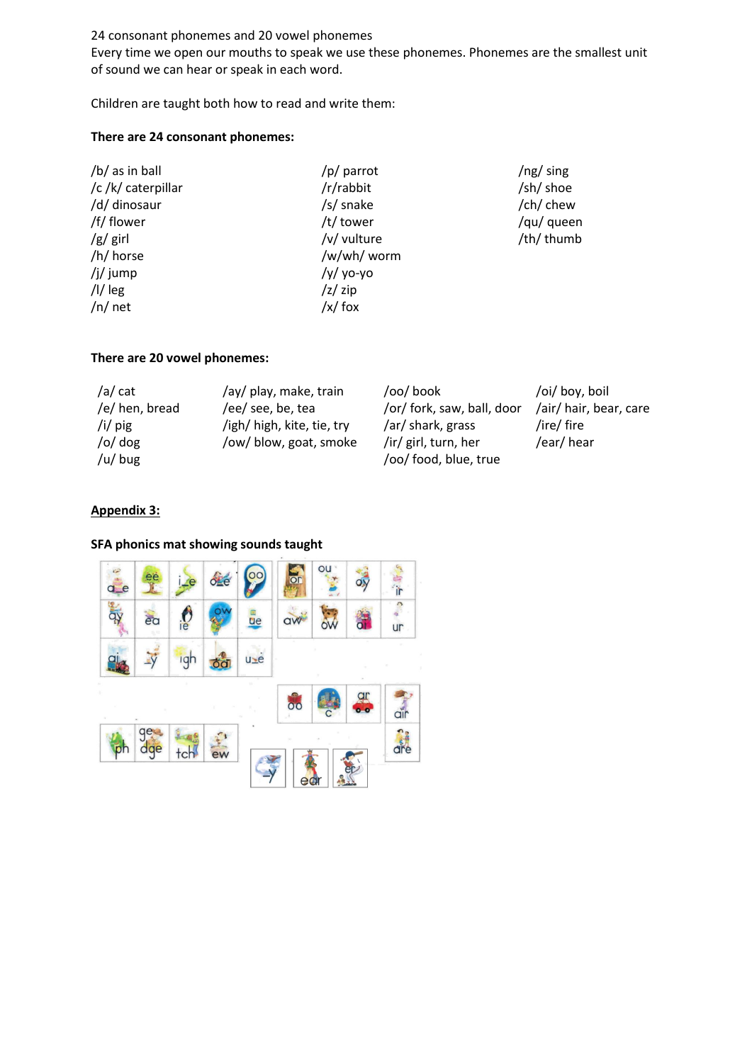24 consonant phonemes and 20 vowel phonemes
Every time we open our mouths to speak we use these phonemes. Phonemes are the smallest unit of sound we can hear or speak in each word.

Children are taught both how to read and write them:

**There are 24 consonant phonemes:**

| | | |
|---|---|---|
| /b/ as in ball | /p/ parrot | /ng/ sing |
| /c /k/ caterpillar | /r/rabbit | /sh/ shoe |
| /d/ dinosaur | /s/ snake | /ch/ chew |
| /f/ flower | /t/ tower | /qu/ queen |
| /g/ girl | /v/ vulture | /th/ thumb |
| /h/ horse | /w/wh/ worm | |
| /j/ jump | /y/ yo-yo | |
| /l/ leg | /z/ zip | |
| /n/ net | /x/ fox | |

**There are 20 vowel phonemes:**

| | | | |
|---|---|---|---|
| /a/ cat | /ay/ play, make, train | /oo/ book | /oi/ boy, boil |
| /e/ hen, bread | /ee/ see, be, tea | /or/ fork, saw, ball, door | /air/ hair, bear, care |
| /i/ pig | /igh/ high, kite, tie, try | /ar/ shark, grass | /ire/ fire |
| /o/ dog | /ow/ blow, goat, smoke | /ir/ girl, turn, her | /ear/ hear |
| /u/ bug | | /oo/ food, blue, true | |

**<u>Appendix 3:</u>**

**SFA phonics mat showing sounds taught**

a_e ee i_e o_e oo or ou oy ir
ay ea ie ow ue aw ow oi ur
ai y igh oa u_e
oo c ar air
ph ge dge tch ew are
y ear er